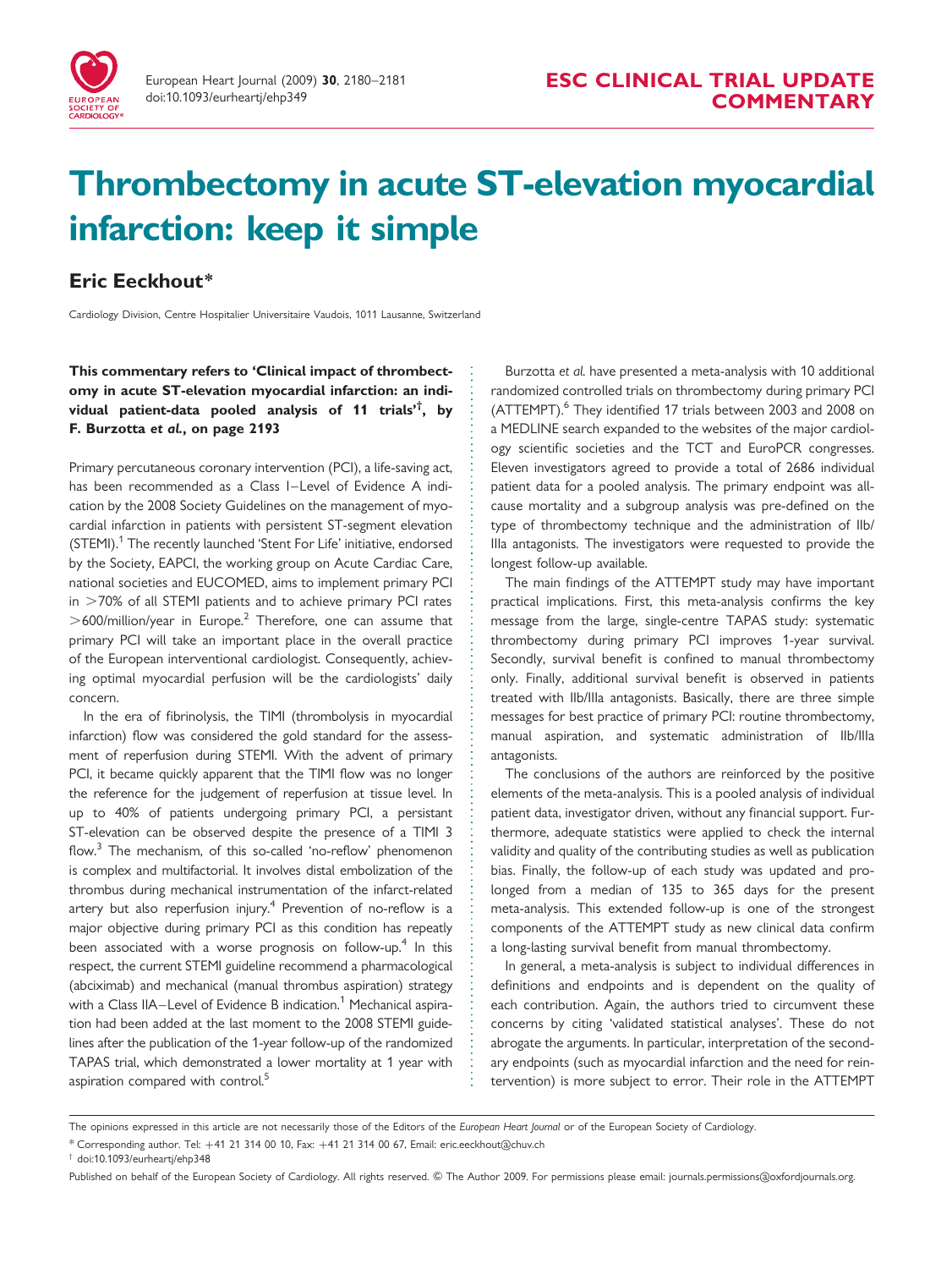# Thrombectomy in acute ST-elevation myocardial infarction: keep it simple

## Eric Eeckhout*

Cardiology Division, Centre Hospitalier Universitaire Vaudois, 1011 Lausanne, Switzerland

**This commentary refers to 'Clinical impact of thrombectomy in acute ST-elevation myocardial infarction: an individual patient-data pooled analysis of 11 trials'†, by F. Burzotta *et al.*, on page 2193**

Primary percutaneous coronary intervention (PCI), a life-saving act, has been recommended as a Class I–Level of Evidence A indication by the 2008 Society Guidelines on the management of myocardial infarction in patients with persistent ST-segment elevation (STEMI).[1] The recently launched 'Stent For Life' initiative, endorsed by the Society, EAPCI, the working group on Acute Cardiac Care, national societies and EUCOMED, aims to implement primary PCI in >70% of all STEMI patients and to achieve primary PCI rates >600/million/year in Europe.[2] Therefore, one can assume that primary PCI will take an important place in the overall practice of the European interventional cardiologist. Consequently, achieving optimal myocardial perfusion will be the cardiologists' daily concern.

In the era of fibrinolysis, the TIMI (thrombolysis in myocardial infarction) flow was considered the gold standard for the assessment of reperfusion during STEMI. With the advent of primary PCI, it became quickly apparent that the TIMI flow was no longer the reference for the judgement of reperfusion at tissue level. In up to 40% of patients undergoing primary PCI, a persistant ST-elevation can be observed despite the presence of a TIMI 3 flow.[3] The mechanism, of this so-called 'no-reflow' phenomenon is complex and multifactorial. It involves distal embolization of the thrombus during mechanical instrumentation of the infarct-related artery but also reperfusion injury.[4] Prevention of no-reflow is a major objective during primary PCI as this condition has repeatly been associated with a worse prognosis on follow-up.[4] In this respect, the current STEMI guideline recommend a pharmacological (abciximab) and mechanical (manual thrombus aspiration) strategy with a Class IIA–Level of Evidence B indication.[1] Mechanical aspiration had been added at the last moment to the 2008 STEMI guidelines after the publication of the 1-year follow-up of the randomized TAPAS trial, which demonstrated a lower mortality at 1 year with aspiration compared with control.[5]

Burzotta *et al.* have presented a meta-analysis with 10 additional randomized controlled trials on thrombectomy during primary PCI (ATTEMPT).[6] They identified 17 trials between 2003 and 2008 on a MEDLINE search expanded to the websites of the major cardiology scientific societies and the TCT and EuroPCR congresses. Eleven investigators agreed to provide a total of 2686 individual patient data for a pooled analysis. The primary endpoint was all-cause mortality and a subgroup analysis was pre-defined on the type of thrombectomy technique and the administration of IIb/IIIa antagonists. The investigators were requested to provide the longest follow-up available.

The main findings of the ATTEMPT study may have important practical implications. First, this meta-analysis confirms the key message from the large, single-centre TAPAS study: systematic thrombectomy during primary PCI improves 1-year survival. Secondly, survival benefit is confined to manual thrombectomy only. Finally, additional survival benefit is observed in patients treated with IIb/IIIa antagonists. Basically, there are three simple messages for best practice of primary PCI: routine thrombectomy, manual aspiration, and systematic administration of IIb/IIIa antagonists.

The conclusions of the authors are reinforced by the positive elements of the meta-analysis. This is a pooled analysis of individual patient data, investigator driven, without any financial support. Furthermore, adequate statistics were applied to check the internal validity and quality of the contributing studies as well as publication bias. Finally, the follow-up of each study was updated and prolonged from a median of 135 to 365 days for the present meta-analysis. This extended follow-up is one of the strongest components of the ATTEMPT study as new clinical data confirm a long-lasting survival benefit from manual thrombectomy.

In general, a meta-analysis is subject to individual differences in definitions and endpoints and is dependent on the quality of each contribution. Again, the authors tried to circumvent these concerns by citing 'validated statistical analyses'. These do not abrogate the arguments. In particular, interpretation of the secondary endpoints (such as myocardial infarction and the need for reintervention) is more subject to error. Their role in the ATTEMPT

The opinions expressed in this article are not necessarily those of the Editors of the *European Heart Journal* or of the European Society of Cardiology.

* Corresponding author. Tel: +41 21 314 00 10, Fax: +41 21 314 00 67, Email: eric.eeckhout@chuv.ch

† doi:10.1093/eurheartj/ehp348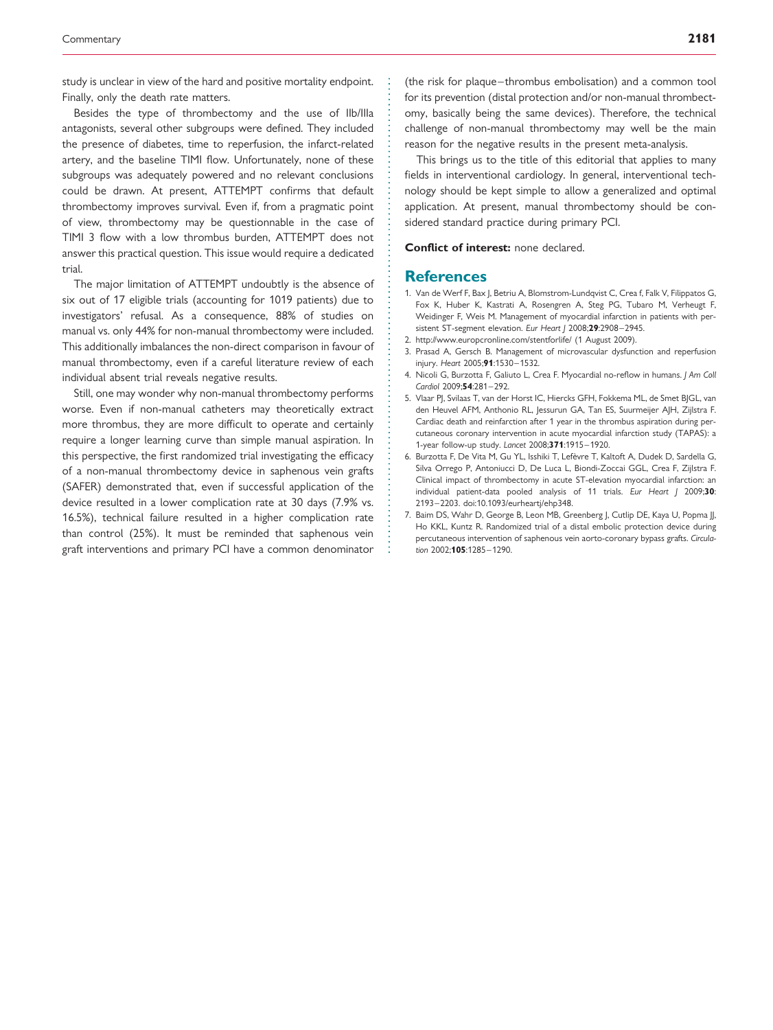study is unclear in view of the hard and positive mortality endpoint. Finally, only the death rate matters.

Besides the type of thrombectomy and the use of IIb/IIIa antagonists, several other subgroups were defined. They included the presence of diabetes, time to reperfusion, the infarct-related artery, and the baseline TIMI flow. Unfortunately, none of these subgroups was adequately powered and no relevant conclusions could be drawn. At present, ATTEMPT confirms that default thrombectomy improves survival. Even if, from a pragmatic point of view, thrombectomy may be questionnable in the case of TIMI 3 flow with a low thrombus burden, ATTEMPT does not answer this practical question. This issue would require a dedicated trial.

The major limitation of ATTEMPT undoubtly is the absence of six out of 17 eligible trials (accounting for 1019 patients) due to investigators' refusal. As a consequence, 88% of studies on manual vs. only 44% for non-manual thrombectomy were included. This additionally imbalances the non-direct comparison in favour of manual thrombectomy, even if a careful literature review of each individual absent trial reveals negative results.

Still, one may wonder why non-manual thrombectomy performs worse. Even if non-manual catheters may theoretically extract more thrombus, they are more difficult to operate and certainly require a longer learning curve than simple manual aspiration. In this perspective, the first randomized trial investigating the efficacy of a non-manual thrombectomy device in saphenous vein grafts (SAFER) demonstrated that, even if successful application of the device resulted in a lower complication rate at 30 days (7.9% vs. 16.5%), technical failure resulted in a higher complication rate than control (25%). It must be reminded that saphenous vein graft interventions and primary PCI have a common denominator (the risk for plaque–thrombus embolisation) and a common tool for its prevention (distal protection and/or non-manual thrombectomy, basically being the same devices). Therefore, the technical challenge of non-manual thrombectomy may well be the main reason for the negative results in the present meta-analysis.

This brings us to the title of this editorial that applies to many fields in interventional cardiology. In general, interventional technology should be kept simple to allow a generalized and optimal application. At present, manual thrombectomy should be considered standard practice during primary PCI.

**Conflict of interest:** none declared.

## References

1. Van de Werf F, Bax J, Betriu A, Blomstrom-Lundqvist C, Crea f, Falk V, Filippatos G, Fox K, Huber K, Kastrati A, Rosengren A, Steg PG, Tubaro M, Verheugt F, Weidinger F, Weis M. Management of myocardial infarction in patients with persistent ST-segment elevation. *Eur Heart J* 2008;**29**:2908–2945.
2. http://www.europcronline.com/stentforlife/ (1 August 2009).
3. Prasad A, Gersch B. Management of microvascular dysfunction and reperfusion injury. *Heart* 2005;**91**:1530–1532.
4. Nicoli G, Burzotta F, Galiuto L, Crea F. Myocardial no-reflow in humans. *J Am Coll Cardiol* 2009;**54**:281–292.
5. Vlaar PJ, Svilaas T, van der Horst IC, Hiercks GFH, Fokkema ML, de Smet BJGL, van den Heuvel AFM, Anthonio RL, Jessurun GA, Tan ES, Suurmeijer AJH, Zijlstra F. Cardiac death and reinfarction after 1 year in the thrombus aspiration during percutaneous coronary intervention in acute myocardial infarction study (TAPAS): a 1-year follow-up study. *Lancet* 2008;**371**:1915–1920.
6. Burzotta F, De Vita M, Gu YL, Isshiki T, Lefèvre T, Kaltoft A, Dudek D, Sardella G, Silva Orrego P, Antoniucci D, De Luca L, Biondi-Zoccai GGL, Crea F, Zijlstra F. Clinical impact of thrombectomy in acute ST-elevation myocardial infarction: an individual patient-data pooled analysis of 11 trials. *Eur Heart J* 2009;**30**: 2193–2203. doi:10.1093/eurheartj/ehp348.
7. Baim DS, Wahr D, George B, Leon MB, Greenberg J, Cutlip DE, Kaya U, Popma JJ, Ho KKL, Kuntz R. Randomized trial of a distal embolic protection device during percutaneous intervention of saphenous vein aorto-coronary bypass grafts. *Circulation* 2002;**105**:1285–1290.